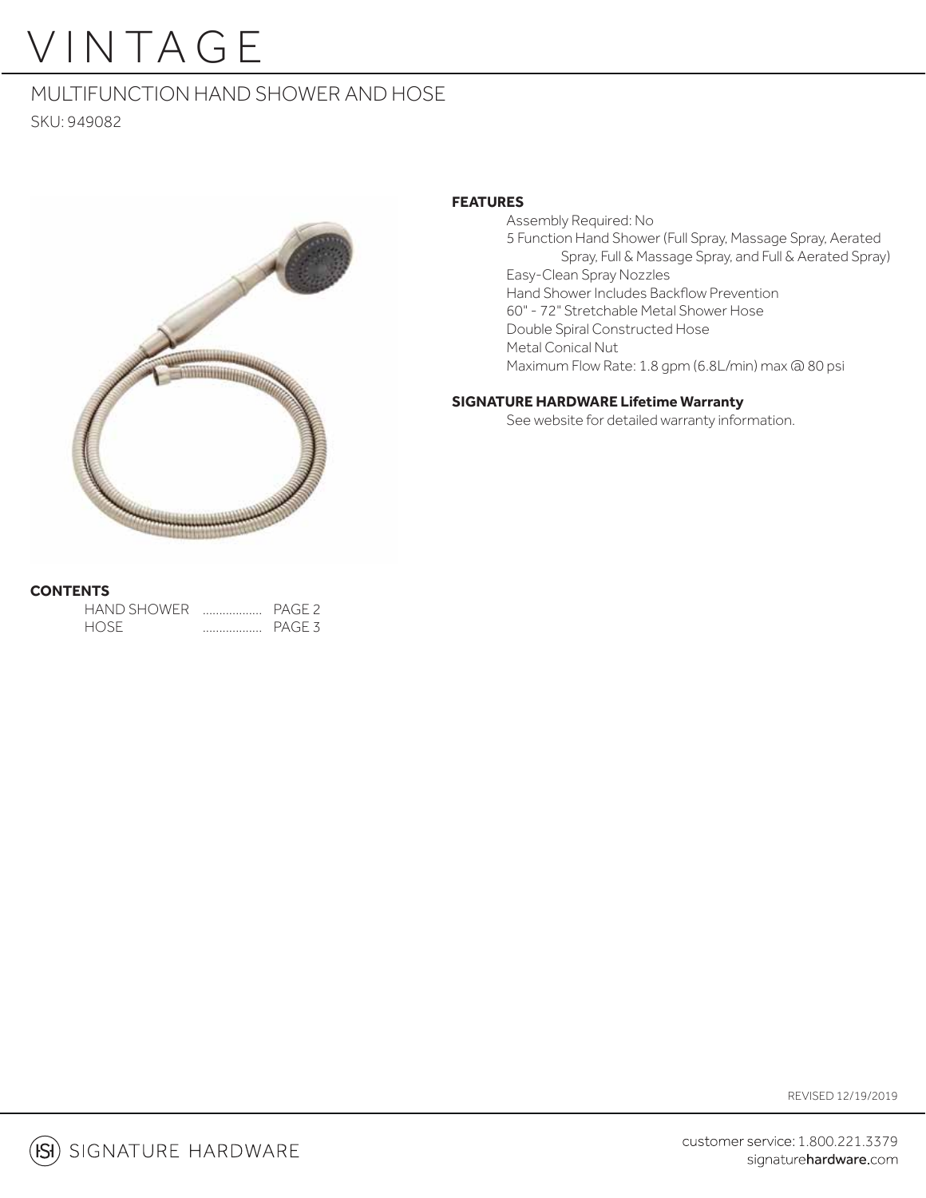# VINTAGE

## MULTIFUNCTION HAND SHOWER AND HOSE

SKU: 949082

**FEATURES**

- Assembly Required: No
- 5 Function Hand Shower (Full Spray, Massage Spray, Aerated Spray, Full & Massage Spray, and Full & Aerated Spray)
- Easy-Clean Spray Nozzles
- Hand Shower Includes Backflow Prevention
- 60" - 72" Stretchable Metal Shower Hose
- Double Spiral Constructed Hose
- Metal Conical Nut
- Maximum Flow Rate: 1.8 gpm (6.8L/min) max @ 80 psi

**SIGNATURE HARDWARE Lifetime Warranty**

See website for detailed warranty information.

**CONTENTS**

| | | |
|---|---|---|
| HAND SHOWER | .................. | PAGE 2 |
| HOSE | .................. | PAGE 3 |

REVISED 12/19/2019

SIGNATURE HARDWARE

customer service: 1.800.221.3379
signaturehardware.com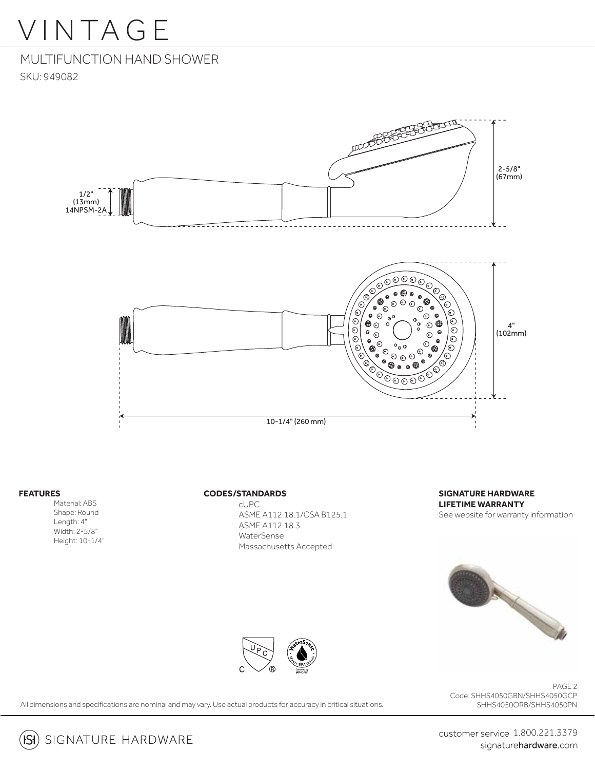# VINTAGE

## MULTIFUNCTION HAND SHOWER

SKU: 949082

1/2"
(13mm)
14NPSM-2A

2-5/8"
(67mm)

4"
(102mm)

10-1/4" (260 mm)

**FEATURES**

Material: ABS
Shape: Round
Length: 4"
Width: 2-5/8"
Height: 10-1/4"

**CODES/STANDARDS**

cUPC
ASME A112.18.1/CSA B125.1
ASME A112.18.3
WaterSense
Massachusetts Accepted

**SIGNATURE HARDWARE LIFETIME WARRANTY**

See website for warranty information

Code: SHHS4050GBN/SHHS4050GCP
SHHS4050ORB/SHHS4050PN

All dimensions and specifications are nominal and may vary. Use actual products for accuracy in critical situations.

SIGNATURE HARDWARE

customer service 1.800.221.3379
signaturehardware.com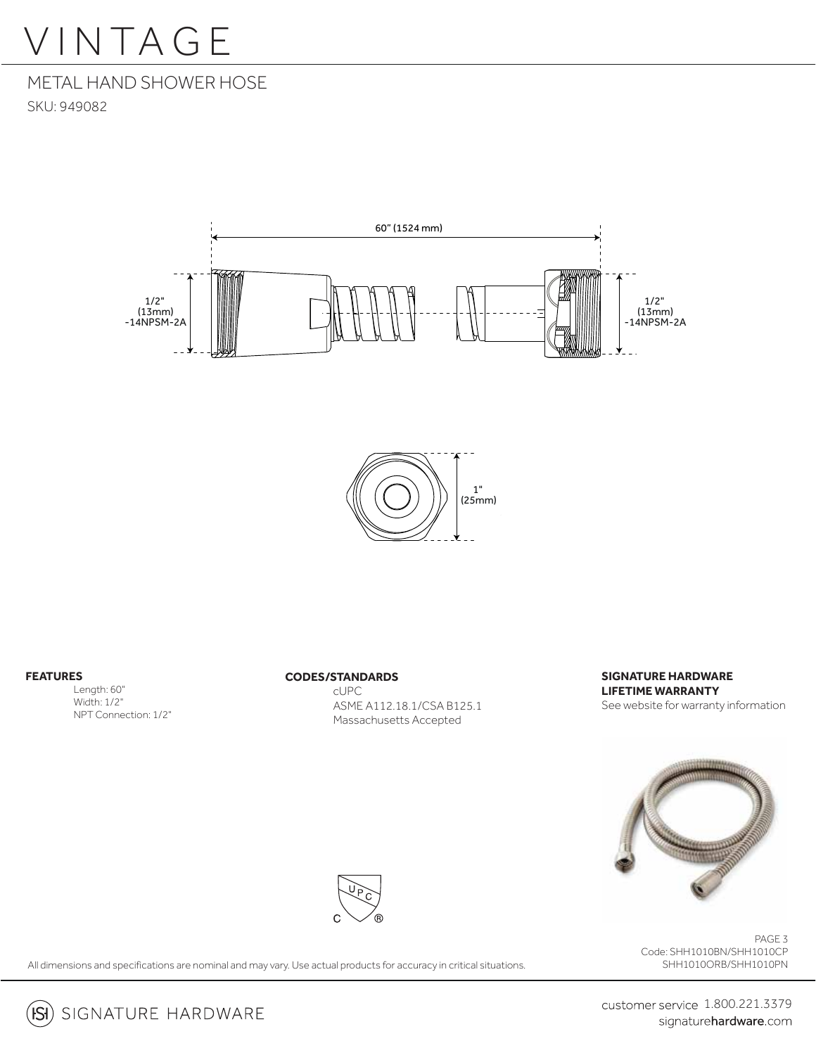# VINTAGE

## METAL HAND SHOWER HOSE

SKU: 949082

60" (1524 mm)

1/2"
(13mm)
-14NPSM-2A

1/2"
(13mm)
-14NPSM-2A

1"
(25mm)

**FEATURES**

Length: 60"
Width: 1/2"
NPT Connection: 1/2"

**CODES/STANDARDS**

cUPC
ASME A112.18.1/CSA B125.1
Massachusetts Accepted

**SIGNATURE HARDWARE LIFETIME WARRANTY**

See website for warranty information

Code: SHH1010BN/SHH1010CP
SHH1010ORB/SHH1010PN

All dimensions and specifications are nominal and may vary. Use actual products for accuracy in critical situations.

SIGNATURE HARDWARE

customer service 1.800.221.3379
signaturehardware.com